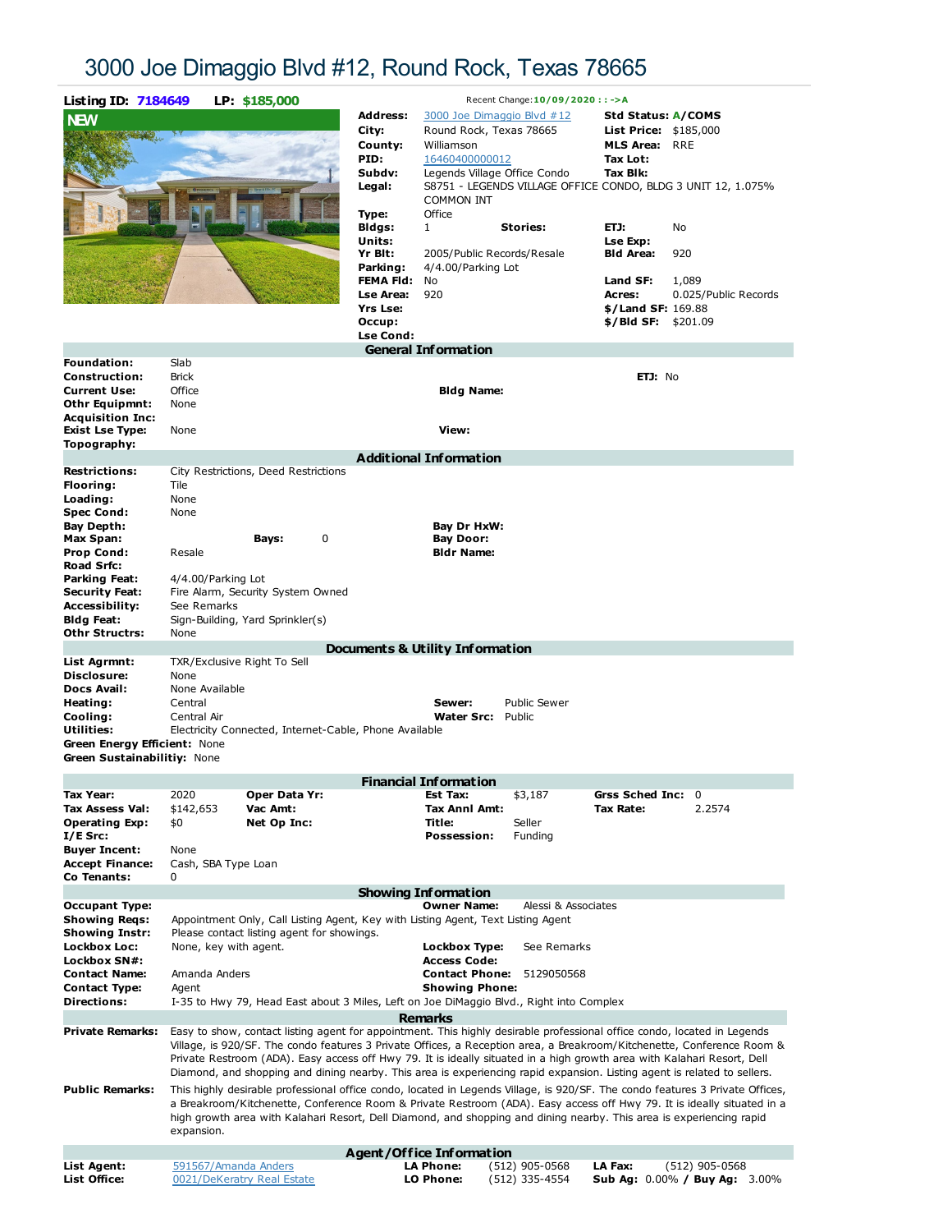# 3000 Joe Dimaggio Blvd #12, Round Rock, Texas 78665

**Listing ID:** 7184649 **LP:** $185,000

Recent Change: 10/09/2020 : : ->A

NEW

| | | | |
|---|---|---|---|
| **Address:** | 3000 Joe Dimaggio Blvd #12 | **Std Status:** | A/COMS |
| **City:** | Round Rock, Texas 78665 | **List Price:** | $185,000 |
| **County:** | Williamson | **MLS Area:** | RRE |
| **PID:** | 16460400000012 | **Tax Lot:** | |
| **Subdv:** | Legends Village Office Condo | **Tax Blk:** | |
| **Legal:** | S8751 - LEGENDS VILLAGE OFFICE CONDO, BLDG 3 UNIT 12, 1.075% COMMON INT | | |
| **Type:** | Office | | |
| **Bldgs:** | 1 **Stories:** | **ETJ:** | No |
| **Units:** | | **Lse Exp:** | |
| **Yr Blt:** | 2005/Public Records/Resale | **Bld Area:** | 920 |
| **Parking:** | 4/4.00/Parking Lot | | |
| **FEMA Fld:** | No | **Land SF:** | 1,089 |
| **Lse Area:** | 920 | **Acres:** | 0.025/Public Records |
| **Yrs Lse:** | | **$/Land SF:** | 169.88 |
| **Occup:** | | **$/Bld SF:** | $201.09 |
| **Lse Cond:** | | | |

## General Information

| | | | | | |
|---|---|---|---|---|---|
| **Foundation:** | Slab | | | | |
| **Construction:** | Brick | | | **ETJ:** | No |
| **Current Use:** | Office | **Bldg Name:** | | | |
| **Othr Equipmnt:** | None | | | | |
| **Acquisition Inc:** | | | | | |
| **Exist Lse Type:** | None | **View:** | | | |
| **Topography:** | | | | | |

## Additional Information

| | | | |
|---|---|---|---|
| **Restrictions:** | City Restrictions, Deed Restrictions | | |
| **Flooring:** | Tile | | |
| **Loading:** | None | | |
| **Spec Cond:** | None | | |
| **Bay Depth:** | | **Bay Dr HxW:** | |
| **Max Span:** | **Bays:** 0 | **Bay Door:** | |
| **Prop Cond:** | Resale | **Bldr Name:** | |
| **Road Srfc:** | | | |
| **Parking Feat:** | 4/4.00/Parking Lot | | |
| **Security Feat:** | Fire Alarm, Security System Owned | | |
| **Accessibility:** | See Remarks | | |
| **Bldg Feat:** | Sign-Building, Yard Sprinkler(s) | | |
| **Othr Structrs:** | None | | |

## Documents & Utility Information

| | | | |
|---|---|---|---|
| **List Agrmnt:** | TXR/Exclusive Right To Sell | | |
| **Disclosure:** | None | | |
| **Docs Avail:** | None Available | | |
| **Heating:** | Central | **Sewer:** | Public Sewer |
| **Cooling:** | Central Air | **Water Src:** | Public |
| **Utilities:** | Electricity Connected, Internet-Cable, Phone Available | | |
| **Green Energy Efficient:** | None | | |
| **Green Sustainabilitiy:** | None | | |

## Financial Information

| | | | | | | | |
|---|---|---|---|---|---|---|---|
| **Tax Year:** | 2020 | **Oper Data Yr:** | | **Est Tax:** | $3,187 | **Grss Sched Inc:** | 0 |
| **Tax Assess Val:** | $142,653 | **Vac Amt:** | | **Tax Annl Amt:** | | **Tax Rate:** | 2.2574 |
| **Operating Exp:** | $0 | **Net Op Inc:** | | **Title:** | Seller | | |
| **I/E Src:** | | | | **Possession:** | Funding | | |
| **Buyer Incent:** | None | | | | | | |
| **Accept Finance:** | Cash, SBA Type Loan | | | | | | |
| **Co Tenants:** | 0 | | | | | | |

## Showing Information

| | | | |
|---|---|---|---|
| **Occupant Type:** | | **Owner Name:** | Alessi & Associates |
| **Showing Reqs:** | Appointment Only, Call Listing Agent, Key with Listing Agent, Text Listing Agent | | |
| **Showing Instr:** | Please contact listing agent for showings. | | |
| **Lockbox Loc:** | None, key with agent. | **Lockbox Type:** | See Remarks |
| **Lockbox SN#:** | | **Access Code:** | |
| **Contact Name:** | Amanda Anders | **Contact Phone:** | 5129050568 |
| **Contact Type:** | Agent | **Showing Phone:** | |
| **Directions:** | I-35 to Hwy 79, Head East about 3 Miles, Left on Joe DiMaggio Blvd., Right into Complex | | |

## Remarks

**Private Remarks:** Easy to show, contact listing agent for appointment. This highly desirable professional office condo, located in Legends Village, is 920/SF. The condo features 3 Private Offices, a Reception area, a Breakroom/Kitchenette, Conference Room & Private Restroom (ADA). Easy access off Hwy 79. It is ideally situated in a high growth area with Kalahari Resort, Dell Diamond, and shopping and dining nearby. This area is experiencing rapid expansion. Listing agent is related to sellers.

**Public Remarks:** This highly desirable professional office condo, located in Legends Village, is 920/SF. The condo features 3 Private Offices, a Breakroom/Kitchenette, Conference Room & Private Restroom (ADA). Easy access off Hwy 79. It is ideally situated in a high growth area with Kalahari Resort, Dell Diamond, and shopping and dining nearby. This area is experiencing rapid expansion.

## Agent/Office Information

| | | | | | |
|---|---|---|---|---|---|
| **List Agent:** | 591567/Amanda Anders | **LA Phone:** | (512) 905-0568 | **LA Fax:** | (512) 905-0568 |
| **List Office:** | 0021/DeKeratry Real Estate | **LO Phone:** | (512) 335-4554 | **Sub Ag:** 0.00% / **Buy Ag:** | 3.00% |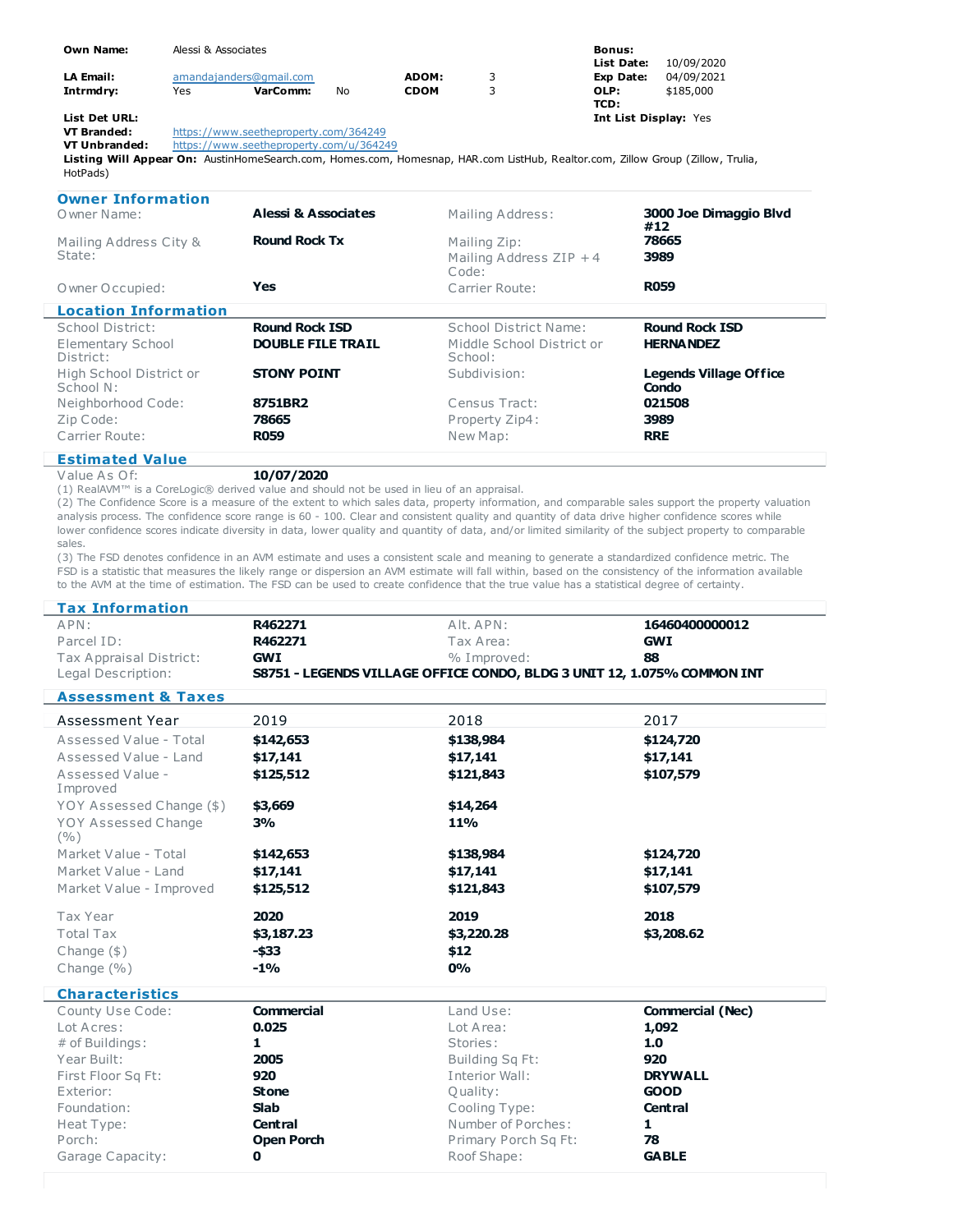| | | | | | | | |
|---|---|---|---|---|---|---|---|
| **Own Name:** | Alessi & Associates | | | | | **Bonus:** | |
| | | | | | | **List Date:** | 10/09/2020 |
| **LA Email:** | amandajanders@gmail.com | | | **ADOM:** | 3 | **Exp Date:** | 04/09/2021 |
| **Intrmdry:** | Yes | **VarComm:** | No | **CDOM** | 3 | **OLP:** | $185,000 |
| | | | | | | **TCD:** | |
| **List Det URL:** | | | | | | **Int List Display:** | Yes |
| **VT Branded:** | https://www.seetheproperty.com/364249 | | | | | | |
| **VT Unbranded:** | https://www.seetheproperty.com/u/364249 | | | | | | |

**Listing Will Appear On:** AustinHomeSearch.com, Homes.com, Homesnap, HAR.com ListHub, Realtor.com, Zillow Group (Zillow, Trulia, HotPads)

## Owner Information

| | | | |
|---|---|---|---|
| Owner Name: | **Alessi & Associates** | Mailing Address: | **3000 Joe Dimaggio Blvd #12** |
| Mailing Address City & State: | **Round Rock Tx** | Mailing Zip: | **78665** |
| | | Mailing Address ZIP + 4 Code: | **3989** |
| Owner Occupied: | **Yes** | Carrier Route: | **R059** |

## Location Information

| | | | |
|---|---|---|---|
| School District: | **Round Rock ISD** | School District Name: | **Round Rock ISD** |
| Elementary School District: | **DOUBLE FILE TRAIL** | Middle School District or School: | **HERNANDEZ** |
| High School District or School N: | **STONY POINT** | Subdivision: | **Legends Village Office Condo** |
| Neighborhood Code: | **8751BR2** | Census Tract: | **021508** |
| Zip Code: | **78665** | Property Zip4: | **3989** |
| Carrier Route: | **R059** | New Map: | **RRE** |

## Estimated Value

Value As Of: **10/07/2020**

(1) RealAVM™ is a CoreLogic® derived value and should not be used in lieu of an appraisal.

(2) The Confidence Score is a measure of the extent to which sales data, property information, and comparable sales support the property valuation analysis process. The confidence score range is 60 - 100. Clear and consistent quality and quantity of data drive higher confidence scores while lower confidence scores indicate diversity in data, lower quality and quantity of data, and/or limited similarity of the subject property to comparable sales.

(3) The FSD denotes confidence in an AVM estimate and uses a consistent scale and meaning to generate a standardized confidence metric. The FSD is a statistic that measures the likely range or dispersion an AVM estimate will fall within, based on the consistency of the information available to the AVM at the time of estimation. The FSD can be used to create confidence that the true value has a statistical degree of certainty.

## Tax Information

| | | | |
|---|---|---|---|
| APN: | **R462271** | Alt. APN: | **16460400000012** |
| Parcel ID: | **R462271** | Tax Area: | **GWI** |
| Tax Appraisal District: | **GWI** | % Improved: | **88** |
| Legal Description: | **S8751 - LEGENDS VILLAGE OFFICE CONDO, BLDG 3 UNIT 12, 1.075% COMMON INT** | | |

## Assessment & Taxes

| Assessment Year | 2019 | 2018 | 2017 |
|---|---|---|---|
| Assessed Value - Total | **$142,653** | **$138,984** | **$124,720** |
| Assessed Value - Land | **$17,141** | **$17,141** | **$17,141** |
| Assessed Value - Improved | **$125,512** | **$121,843** | **$107,579** |
| YOY Assessed Change ($) | **$3,669** | **$14,264** | |
| YOY Assessed Change (%) | **3%** | **11%** | |
| Market Value - Total | **$142,653** | **$138,984** | **$124,720** |
| Market Value - Land | **$17,141** | **$17,141** | **$17,141** |
| Market Value - Improved | **$125,512** | **$121,843** | **$107,579** |

| Tax Year | 2020 | 2019 | 2018 |
|---|---|---|---|
| Total Tax | **$3,187.23** | **$3,220.28** | **$3,208.62** |
| Change ($) | **-$33** | **$12** | |
| Change (%) | **-1%** | **0%** | |

## Characteristics

| | | | |
|---|---|---|---|
| County Use Code: | **Commercial** | Land Use: | **Commercial (Nec)** |
| Lot Acres: | **0.025** | Lot Area: | **1,092** |
| # of Buildings: | **1** | Stories: | **1.0** |
| Year Built: | **2005** | Building Sq Ft: | **920** |
| First Floor Sq Ft: | **920** | Interior Wall: | **DRYWALL** |
| Exterior: | **Stone** | Quality: | **GOOD** |
| Foundation: | **Slab** | Cooling Type: | **Central** |
| Heat Type: | **Central** | Number of Porches: | **1** |
| Porch: | **Open Porch** | Primary Porch Sq Ft: | **78** |
| Garage Capacity: | **0** | Roof Shape: | **GABLE** |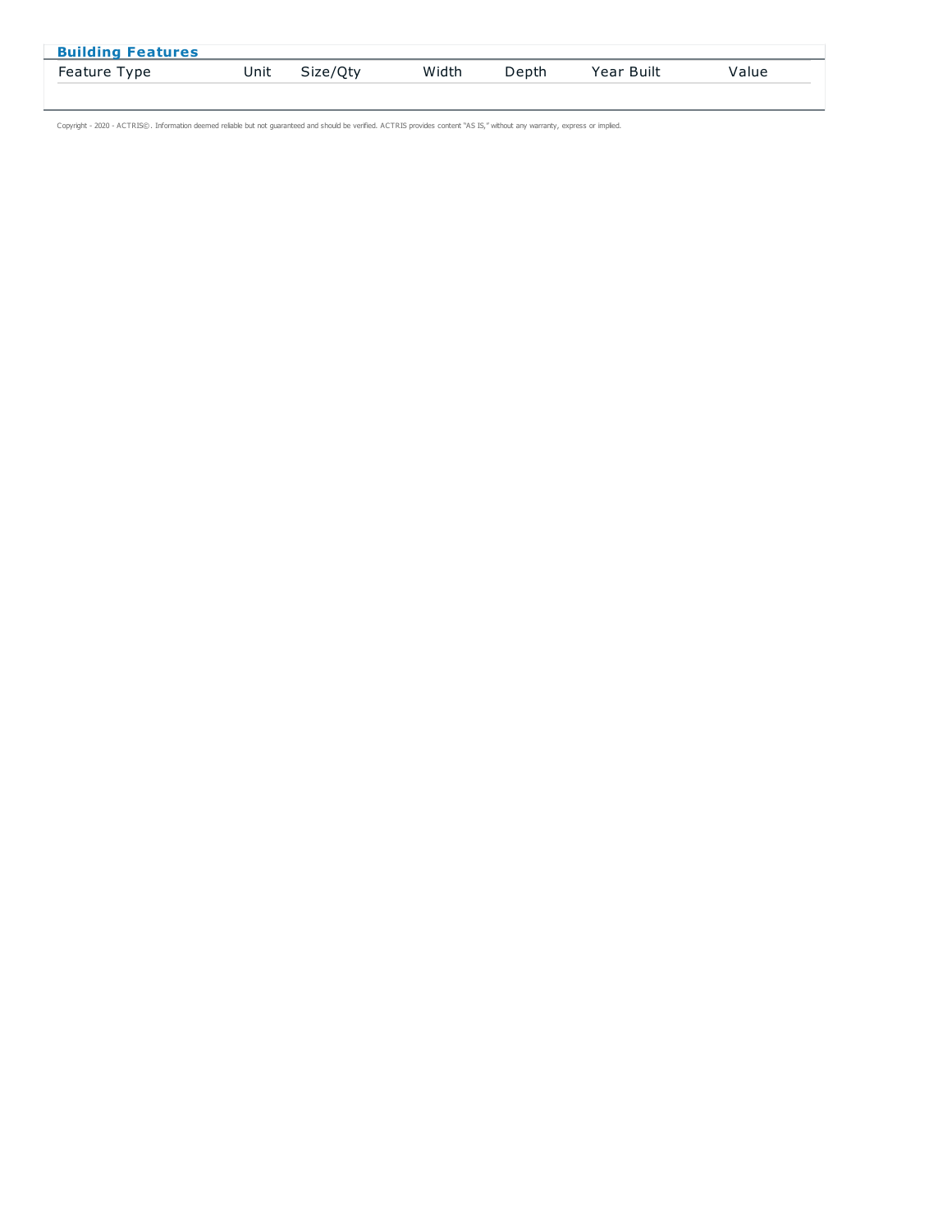## Building Features

| Feature Type | Unit | Size/Qty | Width | Depth | Year Built | Value |
|---|---|---|---|---|---|---|

Copyright - 2020 - ACTRIS©. Information deemed reliable but not guaranteed and should be verified. ACTRIS provides content "AS IS," without any warranty, express or implied.